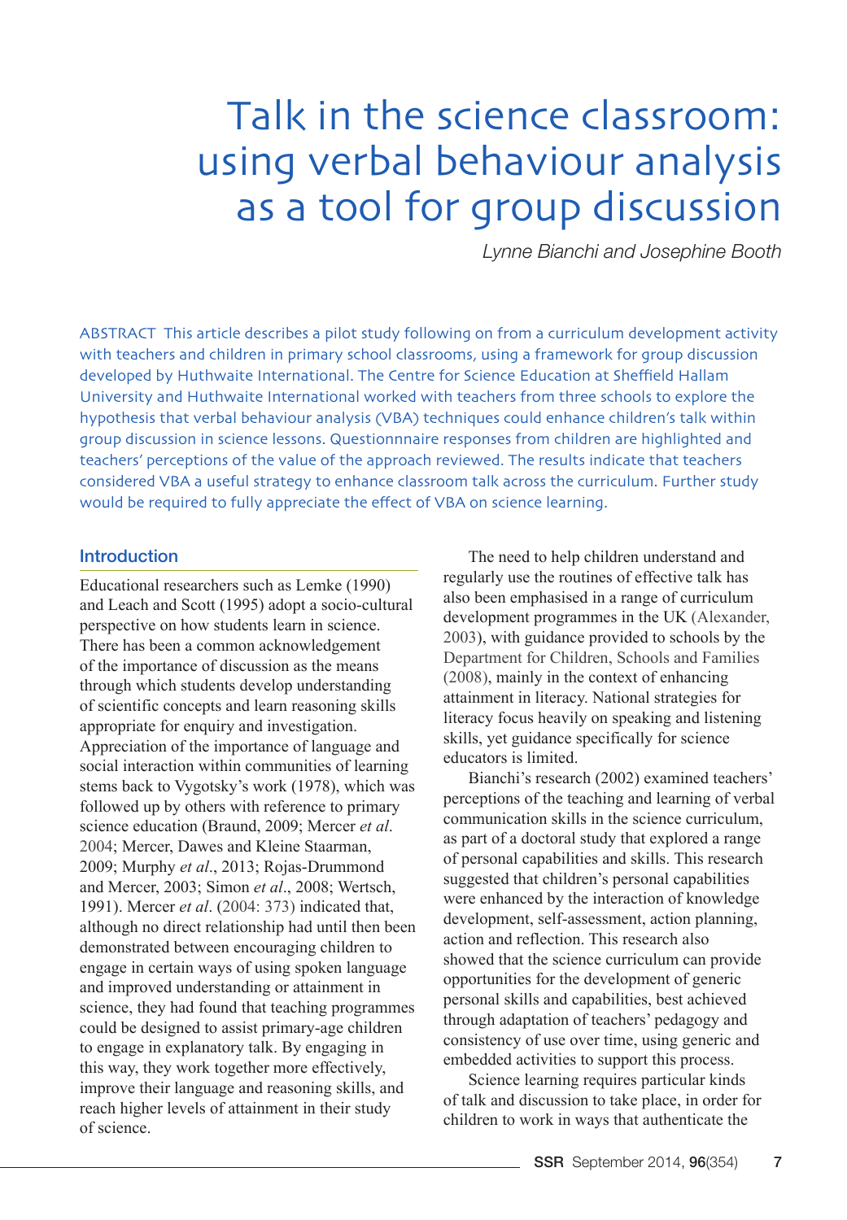# Talk in the science classroom: using verbal behaviour analysis as a tool for group discussion

*Lynne Bianchi and Josephine Booth*

ABSTRACT This article describes a pilot study following on from a curriculum development activity with teachers and children in primary school classrooms, using a framework for group discussion developed by Huthwaite International. The Centre for Science Education at Sheffield Hallam University and Huthwaite International worked with teachers from three schools to explore the hypothesis that verbal behaviour analysis (VBA) techniques could enhance children's talk within group discussion in science lessons. Questionnnaire responses from children are highlighted and teachers' perceptions of the value of the approach reviewed. The results indicate that teachers considered VBA a useful strategy to enhance classroom talk across the curriculum. Further study would be required to fully appreciate the effect of VBA on science learning.

## Introduction

Educational researchers such as Lemke (1990) and Leach and Scott (1995) adopt a socio-cultural perspective on how students learn in science. There has been a common acknowledgement of the importance of discussion as the means through which students develop understanding of scientific concepts and learn reasoning skills appropriate for enquiry and investigation. Appreciation of the importance of language and social interaction within communities of learning stems back to Vygotsky's work (1978), which was followed up by others with reference to primary science education (Braund, 2009; Mercer *et al*. 2004; Mercer, Dawes and Kleine Staarman, 2009; Murphy *et al*., 2013; Rojas-Drummond and Mercer, 2003; Simon *et al*., 2008; Wertsch, 1991). Mercer *et al*. (2004: 373) indicated that, although no direct relationship had until then been demonstrated between encouraging children to engage in certain ways of using spoken language and improved understanding or attainment in science, they had found that teaching programmes could be designed to assist primary-age children to engage in explanatory talk. By engaging in this way, they work together more effectively, improve their language and reasoning skills, and reach higher levels of attainment in their study of science.

The need to help children understand and regularly use the routines of effective talk has also been emphasised in a range of curriculum development programmes in the UK (Alexander, 2003), with guidance provided to schools by the Department for Children, Schools and Families (2008), mainly in the context of enhancing attainment in literacy. National strategies for literacy focus heavily on speaking and listening skills, yet guidance specifically for science educators is limited.

Bianchi's research (2002) examined teachers' perceptions of the teaching and learning of verbal communication skills in the science curriculum, as part of a doctoral study that explored a range of personal capabilities and skills. This research suggested that children's personal capabilities were enhanced by the interaction of knowledge development, self-assessment, action planning, action and reflection. This research also showed that the science curriculum can provide opportunities for the development of generic personal skills and capabilities, best achieved through adaptation of teachers' pedagogy and consistency of use over time, using generic and embedded activities to support this process.

Science learning requires particular kinds of talk and discussion to take place, in order for children to work in ways that authenticate the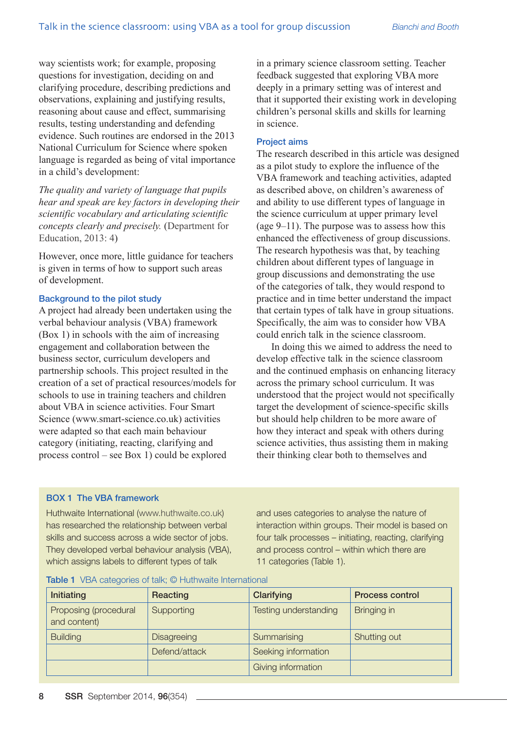way scientists work; for example, proposing questions for investigation, deciding on and clarifying procedure, describing predictions and observations, explaining and justifying results, reasoning about cause and effect, summarising results, testing understanding and defending evidence. Such routines are endorsed in the 2013 National Curriculum for Science where spoken language is regarded as being of vital importance in a child's development:

*The quality and variety of language that pupils hear and speak are key factors in developing their scientific vocabulary and articulating scientific concepts clearly and precisely.* (Department for Education, 2013: 4)

However, once more, little guidance for teachers is given in terms of how to support such areas of development.

### Background to the pilot study

A project had already been undertaken using the verbal behaviour analysis (VBA) framework (Box 1) in schools with the aim of increasing engagement and collaboration between the business sector, curriculum developers and partnership schools. This project resulted in the creation of a set of practical resources/models for schools to use in training teachers and children about VBA in science activities. Four Smart Science (www.smart-science.co.uk) activities were adapted so that each main behaviour category (initiating, reacting, clarifying and process control – see Box 1) could be explored in a primary science classroom setting. Teacher feedback suggested that exploring VBA more deeply in a primary setting was of interest and that it supported their existing work in developing children's personal skills and skills for learning in science.

### Project aims

The research described in this article was designed as a pilot study to explore the influence of the VBA framework and teaching activities, adapted as described above, on children's awareness of and ability to use different types of language in the science curriculum at upper primary level (age 9–11). The purpose was to assess how this enhanced the effectiveness of group discussions. The research hypothesis was that, by teaching children about different types of language in group discussions and demonstrating the use of the categories of talk, they would respond to practice and in time better understand the impact that certain types of talk have in group situations. Specifically, the aim was to consider how VBA could enrich talk in the science classroom.

In doing this we aimed to address the need to develop effective talk in the science classroom and the continued emphasis on enhancing literacy across the primary school curriculum. It was understood that the project would not specifically target the development of science-specific skills but should help children to be more aware of how they interact and speak with others during science activities, thus assisting them in making their thinking clear both to themselves and

### BOX 1 The VBA framework

Huthwaite International (www.huthwaite.co.uk) has researched the relationship between verbal skills and success across a wide sector of jobs. They developed verbal behaviour analysis (VBA), which assigns labels to different types of talk and uses categories to analyse the nature of interaction within groups. Their model is based on four talk processes – initiating, reacting, clarifying and process control – within which there are 11 categories (Table 1).

**Table 1** VBA categories of talk; © Huthwaite International

| Initiating | Reacting | Clarifying | Process control |
|---|---|---|---|
| Proposing (procedural and content) | Supporting | Testing understanding | Bringing in |
| Building | Disagreeing | Summarising | Shutting out |
| | Defend/attack | Seeking information | |
| | | Giving information | |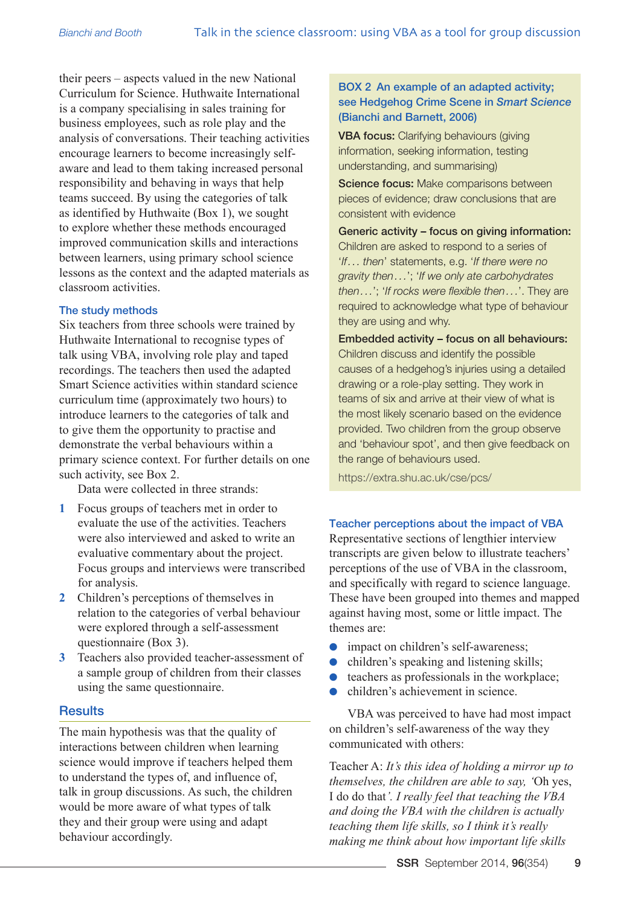their peers – aspects valued in the new National Curriculum for Science. Huthwaite International is a company specialising in sales training for business employees, such as role play and the analysis of conversations. Their teaching activities encourage learners to become increasingly self-aware and lead to them taking increased personal responsibility and behaving in ways that help teams succeed. By using the categories of talk as identified by Huthwaite (Box 1), we sought to explore whether these methods encouraged improved communication skills and interactions between learners, using primary school science lessons as the context and the adapted materials as classroom activities.

### The study methods

Six teachers from three schools were trained by Huthwaite International to recognise types of talk using VBA, involving role play and taped recordings. The teachers then used the adapted Smart Science activities within standard science curriculum time (approximately two hours) to introduce learners to the categories of talk and to give them the opportunity to practise and demonstrate the verbal behaviours within a primary science context. For further details on one such activity, see Box 2.

Data were collected in three strands:

1. Focus groups of teachers met in order to evaluate the use of the activities. Teachers were also interviewed and asked to write an evaluative commentary about the project. Focus groups and interviews were transcribed for analysis.
2. Children's perceptions of themselves in relation to the categories of verbal behaviour were explored through a self-assessment questionnaire (Box 3).
3. Teachers also provided teacher-assessment of a sample group of children from their classes using the same questionnaire.

## Results

The main hypothesis was that the quality of interactions between children when learning science would improve if teachers helped them to understand the types of, and influence of, talk in group discussions. As such, the children would be more aware of what types of talk they and their group were using and adapt behaviour accordingly.

> **BOX 2 An example of an adapted activity; see Hedgehog Crime Scene in *Smart Science* (Bianchi and Barnett, 2006)**
>
> **VBA focus:** Clarifying behaviours (giving information, seeking information, testing understanding, and summarising)
>
> **Science focus:** Make comparisons between pieces of evidence; draw conclusions that are consistent with evidence
>
> **Generic activity – focus on giving information:** Children are asked to respond to a series of '*If… then*' statements, e.g. '*If there were no gravity then…*'; '*If we only ate carbohydrates then…*'; '*If rocks were flexible then…*'. They are required to acknowledge what type of behaviour they are using and why.
>
> **Embedded activity – focus on all behaviours:** Children discuss and identify the possible causes of a hedgehog's injuries using a detailed drawing or a role-play setting. They work in teams of six and arrive at their view of what is the most likely scenario based on the evidence provided. Two children from the group observe and 'behaviour spot', and then give feedback on the range of behaviours used.
>
> https://extra.shu.ac.uk/cse/pcs/

### Teacher perceptions about the impact of VBA

Representative sections of lengthier interview transcripts are given below to illustrate teachers' perceptions of the use of VBA in the classroom, and specifically with regard to science language. These have been grouped into themes and mapped against having most, some or little impact. The themes are:

- impact on children's self-awareness;
- children's speaking and listening skills;
- teachers as professionals in the workplace;
- children's achievement in science.

VBA was perceived to have had most impact on children's self-awareness of the way they communicated with others:

Teacher A: *It's this idea of holding a mirror up to themselves, the children are able to say,* 'Oh yes, I do do that'. *I really feel that teaching the VBA and doing the VBA with the children is actually teaching them life skills, so I think it's really making me think about how important life skills*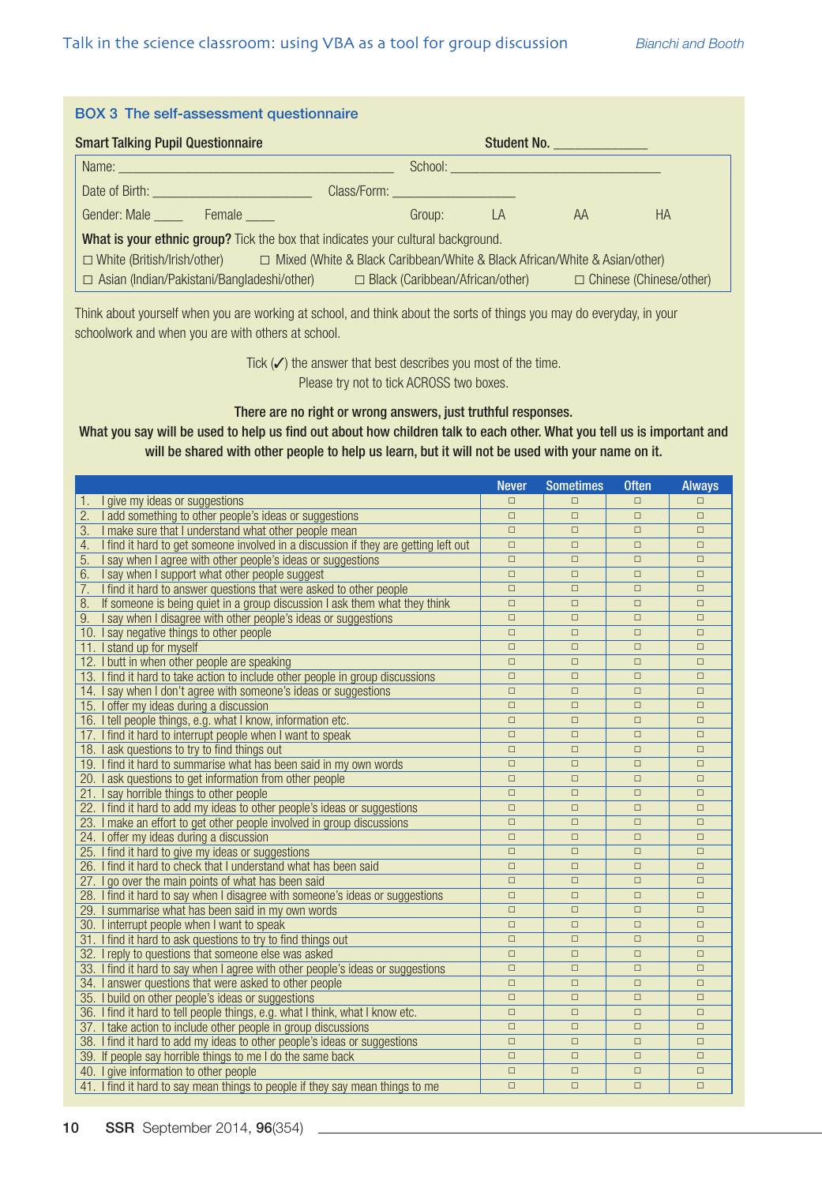### BOX 3 The self-assessment questionnaire

**Smart Talking Pupil Questionnaire** **Student No.** ____________

Name: ________________________________ School: ________________________

Date of Birth: ____________________ Class/Form: ________________

Gender: Male ____ Female ____ Group: LA AA HA

**What is your ethnic group?** Tick the box that indicates your cultural background.

☐ White (British/Irish/other) ☐ Mixed (White & Black Caribbean/White & Black African/White & Asian/other)

☐ Asian (Indian/Pakistani/Bangladeshi/other) ☐ Black (Caribbean/African/other) ☐ Chinese (Chinese/other)

Think about yourself when you are working at school, and think about the sorts of things you may do everyday, in your schoolwork and when you are with others at school.

Tick (✓) the answer that best describes you most of the time.
Please try not to tick ACROSS two boxes.

**There are no right or wrong answers, just truthful responses.**
**What you say will be used to help us find out about how children talk to each other. What you tell us is important and will be shared with other people to help us learn, but it will not be used with your name on it.**

| | Never | Sometimes | Often | Always |
|---|---|---|---|---|
| 1. I give my ideas or suggestions | ☐ | ☐ | ☐ | ☐ |
| 2. I add something to other people's ideas or suggestions | ☐ | ☐ | ☐ | ☐ |
| 3. I make sure that I understand what other people mean | ☐ | ☐ | ☐ | ☐ |
| 4. I find it hard to get someone involved in a discussion if they are getting left out | ☐ | ☐ | ☐ | ☐ |
| 5. I say when I agree with other people's ideas or suggestions | ☐ | ☐ | ☐ | ☐ |
| 6. I say when I support what other people suggest | ☐ | ☐ | ☐ | ☐ |
| 7. I find it hard to answer questions that were asked to other people | ☐ | ☐ | ☐ | ☐ |
| 8. If someone is being quiet in a group discussion I ask them what they think | ☐ | ☐ | ☐ | ☐ |
| 9. I say when I disagree with other people's ideas or suggestions | ☐ | ☐ | ☐ | ☐ |
| 10. I say negative things to other people | ☐ | ☐ | ☐ | ☐ |
| 11. I stand up for myself | ☐ | ☐ | ☐ | ☐ |
| 12. I butt in when other people are speaking | ☐ | ☐ | ☐ | ☐ |
| 13. I find it hard to take action to include other people in group discussions | ☐ | ☐ | ☐ | ☐ |
| 14. I say when I don't agree with someone's ideas or suggestions | ☐ | ☐ | ☐ | ☐ |
| 15. I offer my ideas during a discussion | ☐ | ☐ | ☐ | ☐ |
| 16. I tell people things, e.g. what I know, information etc. | ☐ | ☐ | ☐ | ☐ |
| 17. I find it hard to interrupt people when I want to speak | ☐ | ☐ | ☐ | ☐ |
| 18. I ask questions to try to find things out | ☐ | ☐ | ☐ | ☐ |
| 19. I find it hard to summarise what has been said in my own words | ☐ | ☐ | ☐ | ☐ |
| 20. I ask questions to get information from other people | ☐ | ☐ | ☐ | ☐ |
| 21. I say horrible things to other people | ☐ | ☐ | ☐ | ☐ |
| 22. I find it hard to add my ideas to other people's ideas or suggestions | ☐ | ☐ | ☐ | ☐ |
| 23. I make an effort to get other people involved in group discussions | ☐ | ☐ | ☐ | ☐ |
| 24. I offer my ideas during a discussion | ☐ | ☐ | ☐ | ☐ |
| 25. I find it hard to give my ideas or suggestions | ☐ | ☐ | ☐ | ☐ |
| 26. I find it hard to check that I understand what has been said | ☐ | ☐ | ☐ | ☐ |
| 27. I go over the main points of what has been said | ☐ | ☐ | ☐ | ☐ |
| 28. I find it hard to say when I disagree with someone's ideas or suggestions | ☐ | ☐ | ☐ | ☐ |
| 29. I summarise what has been said in my own words | ☐ | ☐ | ☐ | ☐ |
| 30. I interrupt people when I want to speak | ☐ | ☐ | ☐ | ☐ |
| 31. I find it hard to ask questions to try to find things out | ☐ | ☐ | ☐ | ☐ |
| 32. I reply to questions that someone else was asked | ☐ | ☐ | ☐ | ☐ |
| 33. I find it hard to say when I agree with other people's ideas or suggestions | ☐ | ☐ | ☐ | ☐ |
| 34. I answer questions that were asked to other people | ☐ | ☐ | ☐ | ☐ |
| 35. I build on other people's ideas or suggestions | ☐ | ☐ | ☐ | ☐ |
| 36. I find it hard to tell people things, e.g. what I think, what I know etc. | ☐ | ☐ | ☐ | ☐ |
| 37. I take action to include other people in group discussions | ☐ | ☐ | ☐ | ☐ |
| 38. I find it hard to add my ideas to other people's ideas or suggestions | ☐ | ☐ | ☐ | ☐ |
| 39. If people say horrible things to me I do the same back | ☐ | ☐ | ☐ | ☐ |
| 40. I give information to other people | ☐ | ☐ | ☐ | ☐ |
| 41. I find it hard to say mean things to people if they say mean things to me | ☐ | ☐ | ☐ | ☐ |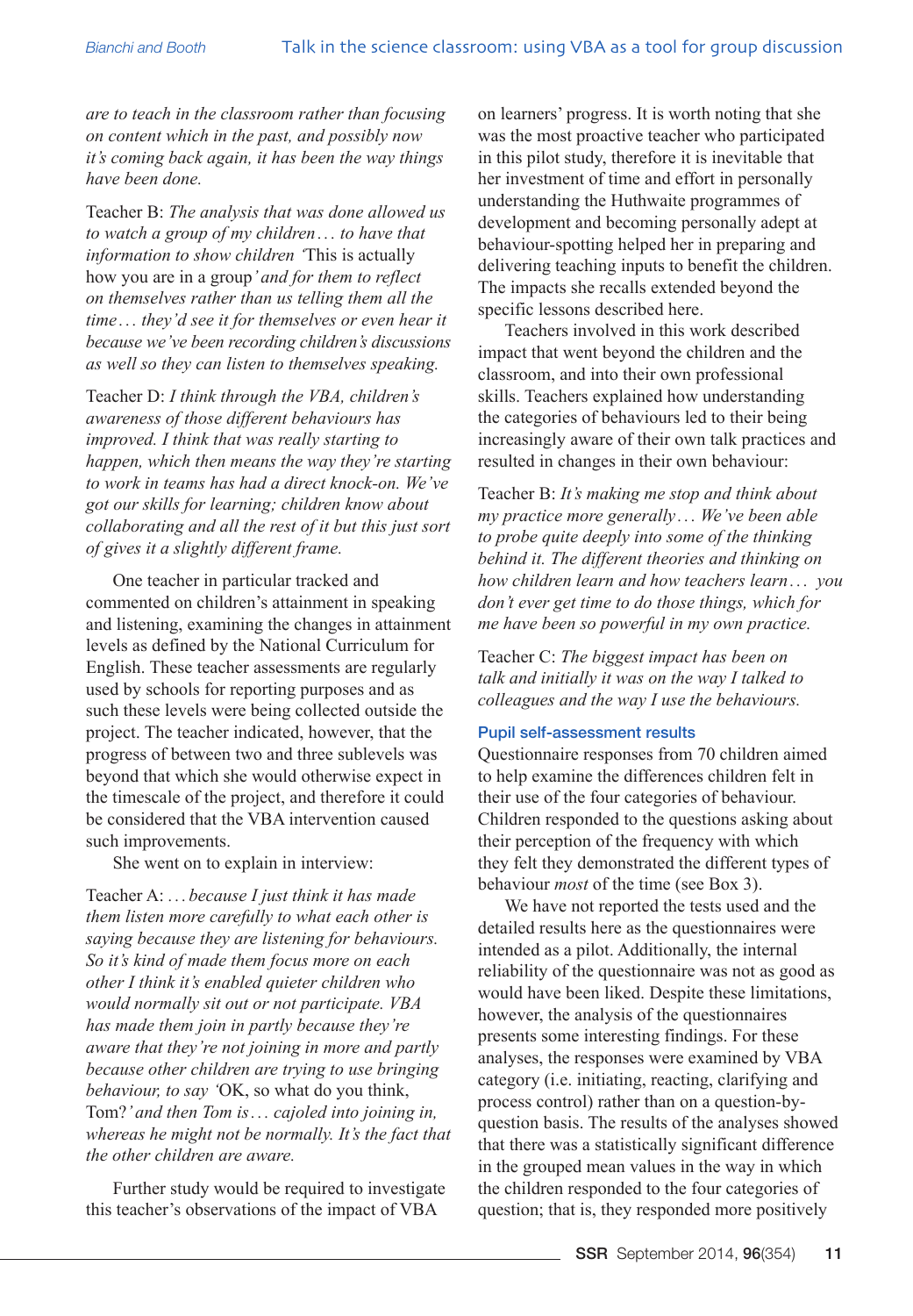*are to teach in the classroom rather than focusing on content which in the past, and possibly now it's coming back again, it has been the way things have been done.*

Teacher B: *The analysis that was done allowed us to watch a group of my children… to have that information to show children '*This is actually how you are in a group*' and for them to reflect on themselves rather than us telling them all the time… they'd see it for themselves or even hear it because we've been recording children's discussions as well so they can listen to themselves speaking.*

Teacher D: *I think through the VBA, children's awareness of those different behaviours has improved. I think that was really starting to happen, which then means the way they're starting to work in teams has had a direct knock-on. We've got our skills for learning; children know about collaborating and all the rest of it but this just sort of gives it a slightly different frame.*

One teacher in particular tracked and commented on children's attainment in speaking and listening, examining the changes in attainment levels as defined by the National Curriculum for English. These teacher assessments are regularly used by schools for reporting purposes and as such these levels were being collected outside the project. The teacher indicated, however, that the progress of between two and three sublevels was beyond that which she would otherwise expect in the timescale of the project, and therefore it could be considered that the VBA intervention caused such improvements.

She went on to explain in interview:

Teacher A: *… because I just think it has made them listen more carefully to what each other is saying because they are listening for behaviours. So it's kind of made them focus more on each other I think it's enabled quieter children who would normally sit out or not participate. VBA has made them join in partly because they're aware that they're not joining in more and partly because other children are trying to use bringing behaviour, to say '*OK, so what do you think, Tom?*' and then Tom is… cajoled into joining in, whereas he might not be normally. It's the fact that the other children are aware.*

Further study would be required to investigate this teacher's observations of the impact of VBA on learners' progress. It is worth noting that she was the most proactive teacher who participated in this pilot study, therefore it is inevitable that her investment of time and effort in personally understanding the Huthwaite programmes of development and becoming personally adept at behaviour-spotting helped her in preparing and delivering teaching inputs to benefit the children. The impacts she recalls extended beyond the specific lessons described here.

Teachers involved in this work described impact that went beyond the children and the classroom, and into their own professional skills. Teachers explained how understanding the categories of behaviours led to their being increasingly aware of their own talk practices and resulted in changes in their own behaviour:

Teacher B: *It's making me stop and think about my practice more generally… We've been able to probe quite deeply into some of the thinking behind it. The different theories and thinking on how children learn and how teachers learn… you don't ever get time to do those things, which for me have been so powerful in my own practice.*

Teacher C: *The biggest impact has been on talk and initially it was on the way I talked to colleagues and the way I use the behaviours.*

### Pupil self-assessment results

Questionnaire responses from 70 children aimed to help examine the differences children felt in their use of the four categories of behaviour. Children responded to the questions asking about their perception of the frequency with which they felt they demonstrated the different types of behaviour *most* of the time (see Box 3).

We have not reported the tests used and the detailed results here as the questionnaires were intended as a pilot. Additionally, the internal reliability of the questionnaire was not as good as would have been liked. Despite these limitations, however, the analysis of the questionnaires presents some interesting findings. For these analyses, the responses were examined by VBA category (i.e. initiating, reacting, clarifying and process control) rather than on a question-by-question basis. The results of the analyses showed that there was a statistically significant difference in the grouped mean values in the way in which the children responded to the four categories of question; that is, they responded more positively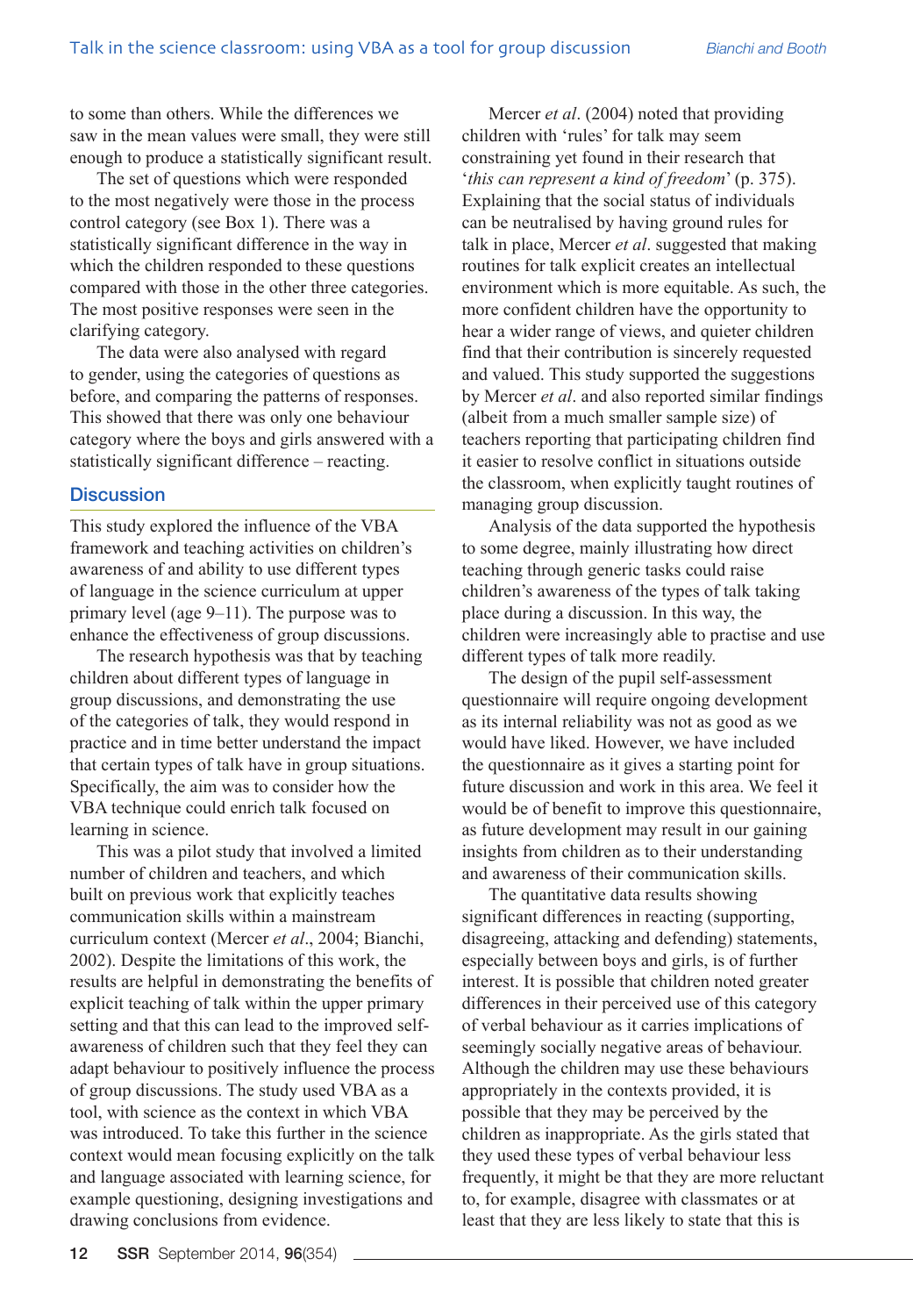to some than others. While the differences we saw in the mean values were small, they were still enough to produce a statistically significant result.

The set of questions which were responded to the most negatively were those in the process control category (see Box 1). There was a statistically significant difference in the way in which the children responded to these questions compared with those in the other three categories. The most positive responses were seen in the clarifying category.

The data were also analysed with regard to gender, using the categories of questions as before, and comparing the patterns of responses. This showed that there was only one behaviour category where the boys and girls answered with a statistically significant difference – reacting.

## Discussion

This study explored the influence of the VBA framework and teaching activities on children's awareness of and ability to use different types of language in the science curriculum at upper primary level (age 9–11). The purpose was to enhance the effectiveness of group discussions.

The research hypothesis was that by teaching children about different types of language in group discussions, and demonstrating the use of the categories of talk, they would respond in practice and in time better understand the impact that certain types of talk have in group situations. Specifically, the aim was to consider how the VBA technique could enrich talk focused on learning in science.

This was a pilot study that involved a limited number of children and teachers, and which built on previous work that explicitly teaches communication skills within a mainstream curriculum context (Mercer *et al*., 2004; Bianchi, 2002). Despite the limitations of this work, the results are helpful in demonstrating the benefits of explicit teaching of talk within the upper primary setting and that this can lead to the improved self-awareness of children such that they feel they can adapt behaviour to positively influence the process of group discussions. The study used VBA as a tool, with science as the context in which VBA was introduced. To take this further in the science context would mean focusing explicitly on the talk and language associated with learning science, for example questioning, designing investigations and drawing conclusions from evidence.

Mercer *et al*. (2004) noted that providing children with 'rules' for talk may seem constraining yet found in their research that '*this can represent a kind of freedom*' (p. 375). Explaining that the social status of individuals can be neutralised by having ground rules for talk in place, Mercer *et al*. suggested that making routines for talk explicit creates an intellectual environment which is more equitable. As such, the more confident children have the opportunity to hear a wider range of views, and quieter children find that their contribution is sincerely requested and valued. This study supported the suggestions by Mercer *et al*. and also reported similar findings (albeit from a much smaller sample size) of teachers reporting that participating children find it easier to resolve conflict in situations outside the classroom, when explicitly taught routines of managing group discussion.

Analysis of the data supported the hypothesis to some degree, mainly illustrating how direct teaching through generic tasks could raise children's awareness of the types of talk taking place during a discussion. In this way, the children were increasingly able to practise and use different types of talk more readily.

The design of the pupil self-assessment questionnaire will require ongoing development as its internal reliability was not as good as we would have liked. However, we have included the questionnaire as it gives a starting point for future discussion and work in this area. We feel it would be of benefit to improve this questionnaire, as future development may result in our gaining insights from children as to their understanding and awareness of their communication skills.

The quantitative data results showing significant differences in reacting (supporting, disagreeing, attacking and defending) statements, especially between boys and girls, is of further interest. It is possible that children noted greater differences in their perceived use of this category of verbal behaviour as it carries implications of seemingly socially negative areas of behaviour. Although the children may use these behaviours appropriately in the contexts provided, it is possible that they may be perceived by the children as inappropriate. As the girls stated that they used these types of verbal behaviour less frequently, it might be that they are more reluctant to, for example, disagree with classmates or at least that they are less likely to state that this is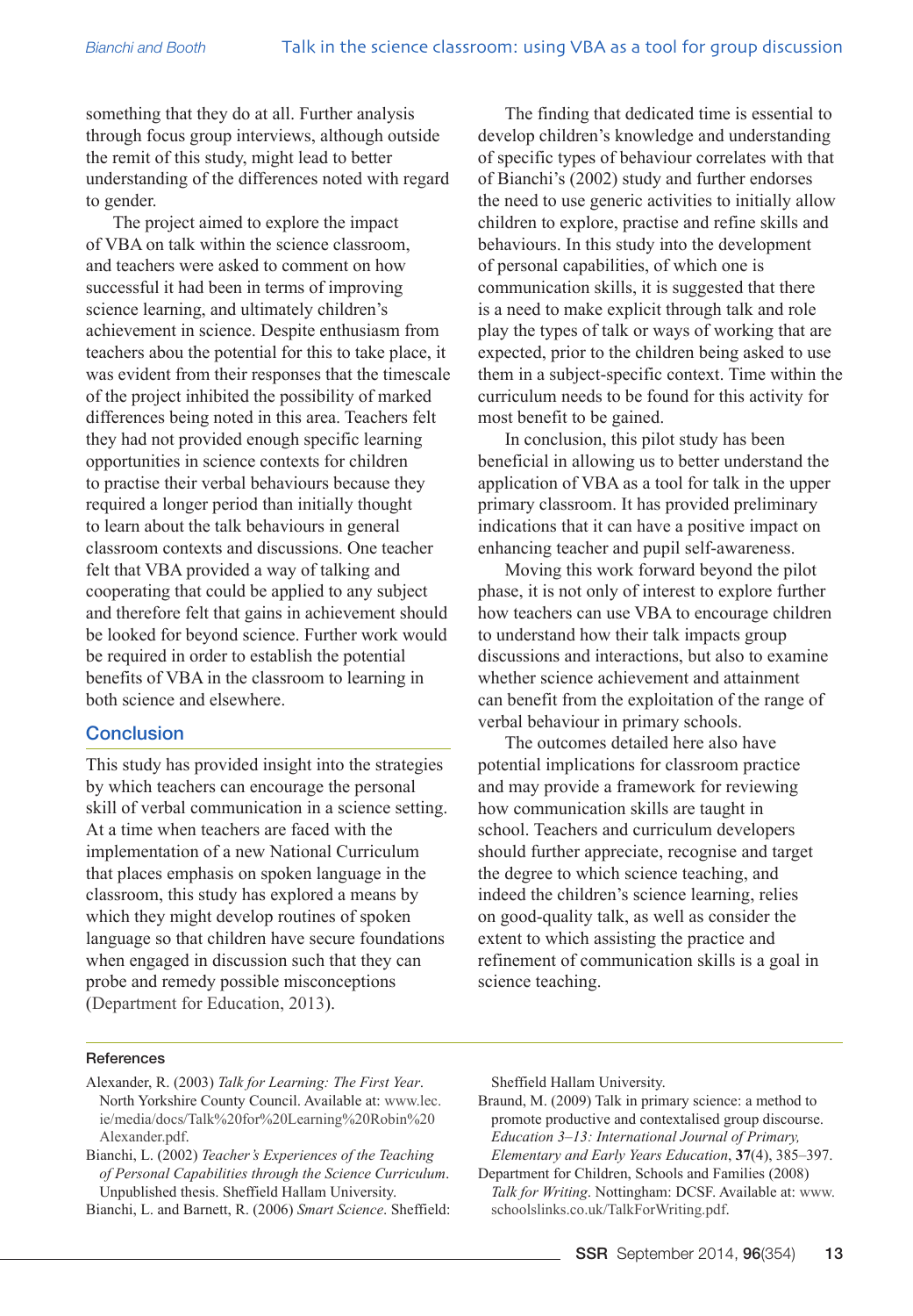something that they do at all. Further analysis through focus group interviews, although outside the remit of this study, might lead to better understanding of the differences noted with regard to gender.

The project aimed to explore the impact of VBA on talk within the science classroom, and teachers were asked to comment on how successful it had been in terms of improving science learning, and ultimately children's achievement in science. Despite enthusiasm from teachers abou the potential for this to take place, it was evident from their responses that the timescale of the project inhibited the possibility of marked differences being noted in this area. Teachers felt they had not provided enough specific learning opportunities in science contexts for children to practise their verbal behaviours because they required a longer period than initially thought to learn about the talk behaviours in general classroom contexts and discussions. One teacher felt that VBA provided a way of talking and cooperating that could be applied to any subject and therefore felt that gains in achievement should be looked for beyond science. Further work would be required in order to establish the potential benefits of VBA in the classroom to learning in both science and elsewhere.

## Conclusion

This study has provided insight into the strategies by which teachers can encourage the personal skill of verbal communication in a science setting. At a time when teachers are faced with the implementation of a new National Curriculum that places emphasis on spoken language in the classroom, this study has explored a means by which they might develop routines of spoken language so that children have secure foundations when engaged in discussion such that they can probe and remedy possible misconceptions (Department for Education, 2013).

The finding that dedicated time is essential to develop children's knowledge and understanding of specific types of behaviour correlates with that of Bianchi's (2002) study and further endorses the need to use generic activities to initially allow children to explore, practise and refine skills and behaviours. In this study into the development of personal capabilities, of which one is communication skills, it is suggested that there is a need to make explicit through talk and role play the types of talk or ways of working that are expected, prior to the children being asked to use them in a subject-specific context. Time within the curriculum needs to be found for this activity for most benefit to be gained.

In conclusion, this pilot study has been beneficial in allowing us to better understand the application of VBA as a tool for talk in the upper primary classroom. It has provided preliminary indications that it can have a positive impact on enhancing teacher and pupil self-awareness.

Moving this work forward beyond the pilot phase, it is not only of interest to explore further how teachers can use VBA to encourage children to understand how their talk impacts group discussions and interactions, but also to examine whether science achievement and attainment can benefit from the exploitation of the range of verbal behaviour in primary schools.

The outcomes detailed here also have potential implications for classroom practice and may provide a framework for reviewing how communication skills are taught in school. Teachers and curriculum developers should further appreciate, recognise and target the degree to which science teaching, and indeed the children's science learning, relies on good-quality talk, as well as consider the extent to which assisting the practice and refinement of communication skills is a goal in science teaching.

### References

Alexander, R. (2003) *Talk for Learning: The First Year*. North Yorkshire County Council. Available at: www.lec.ie/media/docs/Talk%20for%20Learning%20Robin%20Alexander.pdf.

Bianchi, L. (2002) *Teacher's Experiences of the Teaching of Personal Capabilities through the Science Curriculum*. Unpublished thesis. Sheffield Hallam University.

Bianchi, L. and Barnett, R. (2006) *Smart Science*. Sheffield: Sheffield Hallam University.

Braund, M. (2009) Talk in primary science: a method to promote productive and contextualised group discourse. *Education 3–13: International Journal of Primary, Elementary and Early Years Education*, **37**(4), 385–397.

Department for Children, Schools and Families (2008) *Talk for Writing*. Nottingham: DCSF. Available at: www.schoolslinks.co.uk/TalkForWriting.pdf.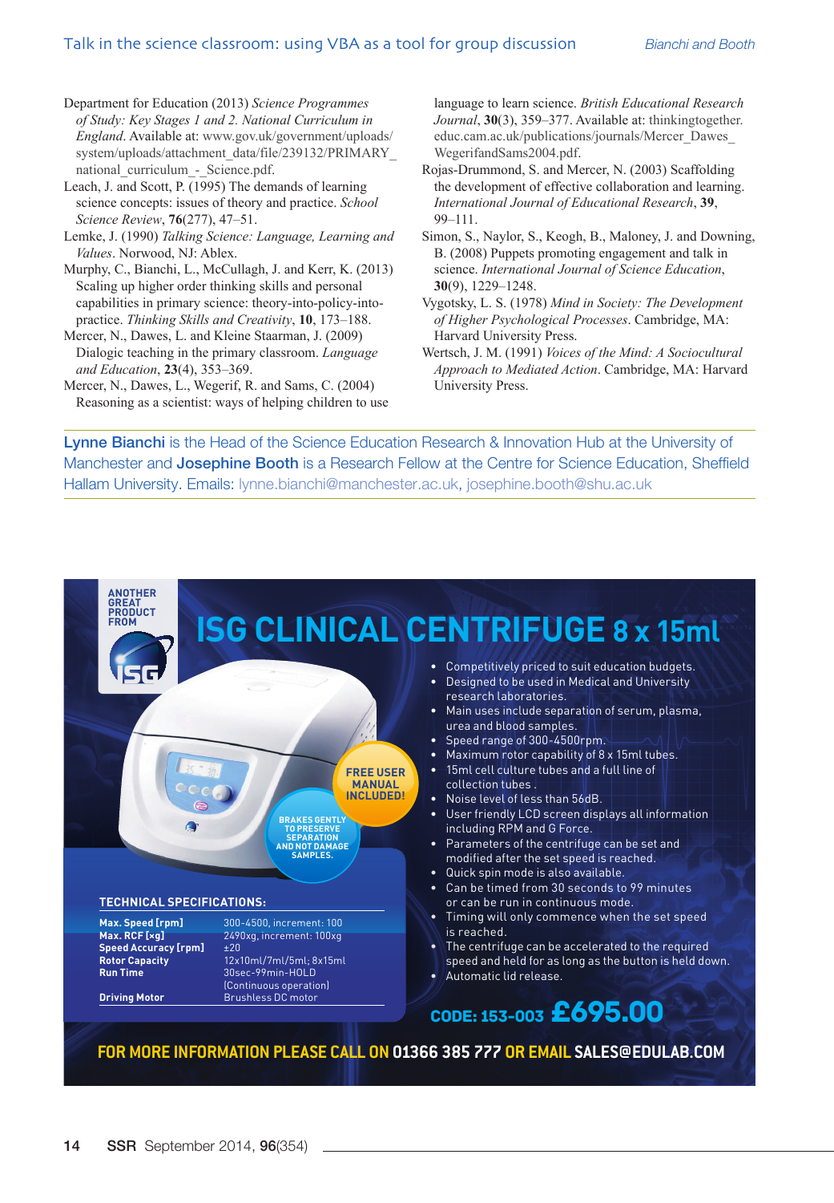Department for Education (2013) *Science Programmes of Study: Key Stages 1 and 2. National Curriculum in England*. Available at: www.gov.uk/government/uploads/system/uploads/attachment_data/file/239132/PRIMARY_national_curriculum_-_Science.pdf.

Leach, J. and Scott, P. (1995) The demands of learning science concepts: issues of theory and practice. *School Science Review*, **76**(277), 47–51.

Lemke, J. (1990) *Talking Science: Language, Learning and Values*. Norwood, NJ: Ablex.

Murphy, C., Bianchi, L., McCullagh, J. and Kerr, K. (2013) Scaling up higher order thinking skills and personal capabilities in primary science: theory-into-policy-into-practice. *Thinking Skills and Creativity*, **10**, 173–188.

Mercer, N., Dawes, L. and Kleine Staarman, J. (2009) Dialogic teaching in the primary classroom. *Language and Education*, **23**(4), 353–369.

Mercer, N., Dawes, L., Wegerif, R. and Sams, C. (2004) Reasoning as a scientist: ways of helping children to use language to learn science. *British Educational Research Journal*, **30**(3), 359–377. Available at: thinkingtogether.educ.cam.ac.uk/publications/journals/Mercer_Dawes_WegerifandSams2004.pdf.

Rojas-Drummond, S. and Mercer, N. (2003) Scaffolding the development of effective collaboration and learning. *International Journal of Educational Research*, **39**, 99–111.

Simon, S., Naylor, S., Keogh, B., Maloney, J. and Downing, B. (2008) Puppets promoting engagement and talk in science. *International Journal of Science Education*, **30**(9), 1229–1248.

Vygotsky, L. S. (1978) *Mind in Society: The Development of Higher Psychological Processes*. Cambridge, MA: Harvard University Press.

Wertsch, J. M. (1991) *Voices of the Mind: A Sociocultural Approach to Mediated Action*. Cambridge, MA: Harvard University Press.

---

**Lynne Bianchi** is the Head of the Science Education Research & Innovation Hub at the University of Manchester and **Josephine Booth** is a Research Fellow at the Centre for Science Education, Sheffield Hallam University. Emails: lynne.bianchi@manchester.ac.uk, josephine.booth@shu.ac.uk

---

ANOTHER GREAT PRODUCT FROM ISG

# ISG CLINICAL CENTRIFUGE 8 x 15ml

FREE USER MANUAL INCLUDED!

BRAKES GENTLY TO PRESERVE SEPARATION AND NOT DAMAGE SAMPLES.

- Competitively priced to suit education budgets.
- Designed to be used in Medical and University research laboratories.
- Main uses include separation of serum, plasma, urea and blood samples.
- Speed range of 300-4500rpm.
- Maximum rotor capability of 8 x 15ml tubes.
- 15ml cell culture tubes and a full line of collection tubes .
- Noise level of less than 56dB.
- User friendly LCD screen displays all information including RPM and G Force.
- Parameters of the centrifuge can be set and modified after the set speed is reached.
- Quick spin mode is also available.
- Can be timed from 30 seconds to 99 minutes or can be run in continuous mode.
- Timing will only commence when the set speed is reached.
- The centrifuge can be accelerated to the required speed and held for as long as the button is held down.
- Automatic lid release.

**TECHNICAL SPECIFICATIONS:**

| | |
|---|---|
| **Max. Speed [rpm]** | 300-4500, increment: 100 |
| **Max. RCF [xg]** | 2490xg, increment: 100xg |
| **Speed Accuracy [rpm]** | ±20 |
| **Rotor Capacity** | 12x10ml/7ml/5ml; 8x15ml |
| **Run Time** | 30sec-99min-HOLD (Continuous operation) |
| **Driving Motor** | Brushless DC motor |

CODE: 153-003 **£695.00**

FOR MORE INFORMATION PLEASE CALL ON 01366 385 777 OR EMAIL SALES@EDULAB.COM